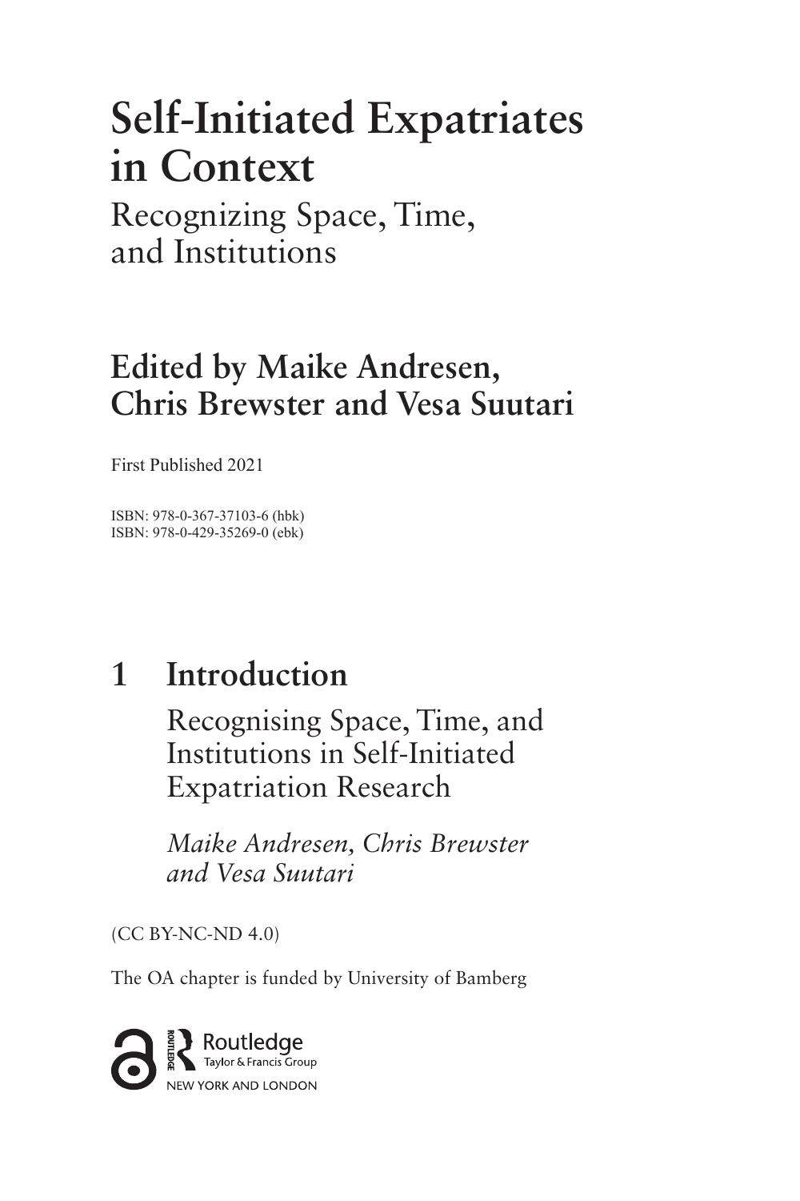# Self-Initiated Expatriates in Context

Recognizing Space, Time, and Institutions

## Edited by Maike Andresen, Chris Brewster and Vesa Suutari

First Published 2021

ISBN: 978-0-367-37103-6 (hbk)
ISBN: 978-0-429-35269-0 (ebk)

# 1 Introduction

## Recognising Space, Time, and Institutions in Self-Initiated Expatriation Research

*Maike Andresen, Chris Brewster and Vesa Suutari*

(CC BY-NC-ND 4.0)

The OA chapter is funded by University of Bamberg

Routledge
Taylor & Francis Group
NEW YORK AND LONDON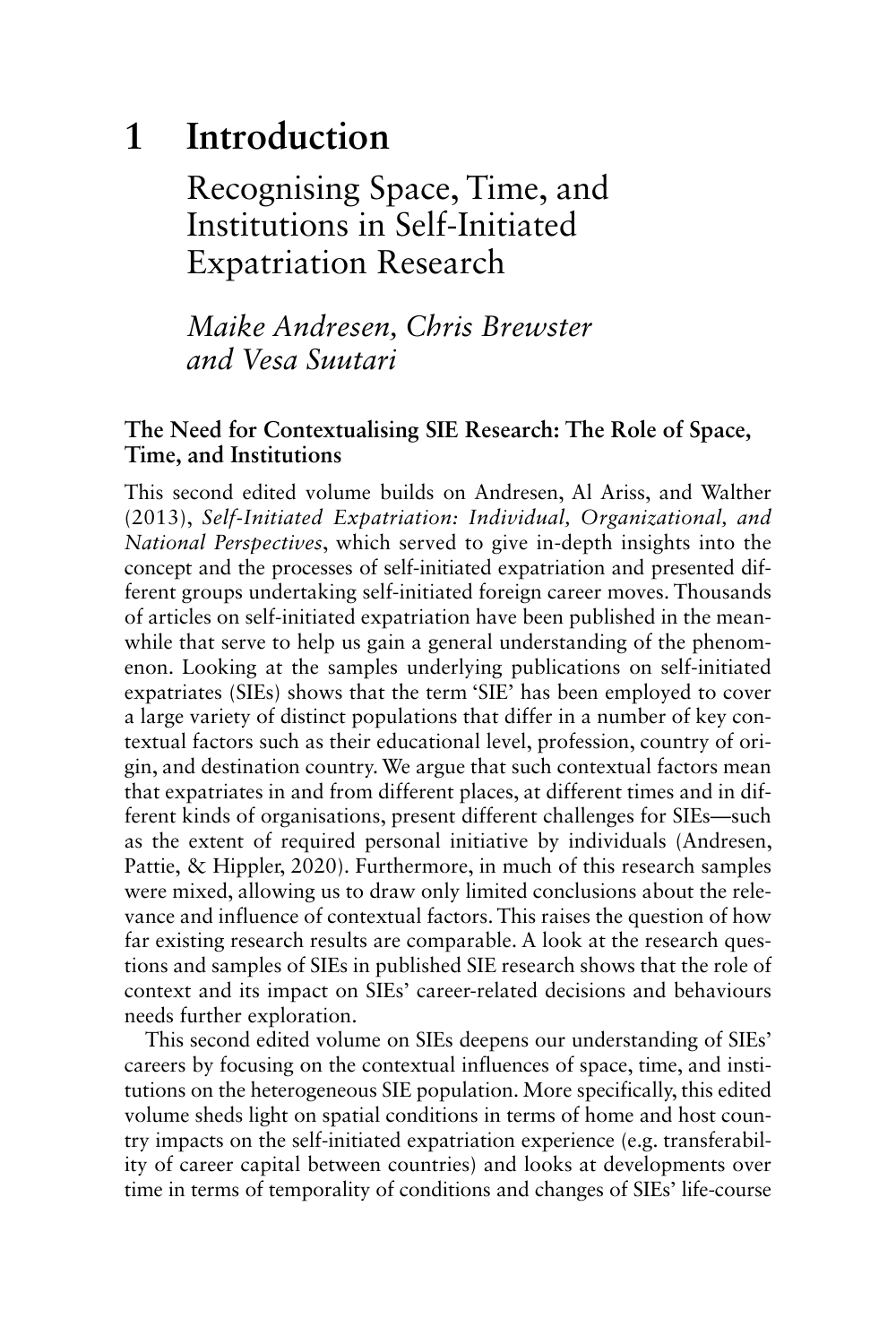# 1 Introduction

## Recognising Space, Time, and Institutions in Self-Initiated Expatriation Research

*Maike Andresen, Chris Brewster and Vesa Suutari*

### The Need for Contextualising SIE Research: The Role of Space, Time, and Institutions

This second edited volume builds on Andresen, Al Ariss, and Walther (2013), *Self-Initiated Expatriation: Individual, Organizational, and National Perspectives*, which served to give in-depth insights into the concept and the processes of self-initiated expatriation and presented different groups undertaking self-initiated foreign career moves. Thousands of articles on self-initiated expatriation have been published in the meanwhile that serve to help us gain a general understanding of the phenomenon. Looking at the samples underlying publications on self-initiated expatriates (SIEs) shows that the term 'SIE' has been employed to cover a large variety of distinct populations that differ in a number of key contextual factors such as their educational level, profession, country of origin, and destination country. We argue that such contextual factors mean that expatriates in and from different places, at different times and in different kinds of organisations, present different challenges for SIEs—such as the extent of required personal initiative by individuals (Andresen, Pattie, & Hippler, 2020). Furthermore, in much of this research samples were mixed, allowing us to draw only limited conclusions about the relevance and influence of contextual factors. This raises the question of how far existing research results are comparable. A look at the research questions and samples of SIEs in published SIE research shows that the role of context and its impact on SIEs' career-related decisions and behaviours needs further exploration.

This second edited volume on SIEs deepens our understanding of SIEs' careers by focusing on the contextual influences of space, time, and institutions on the heterogeneous SIE population. More specifically, this edited volume sheds light on spatial conditions in terms of home and host country impacts on the self-initiated expatriation experience (e.g. transferability of career capital between countries) and looks at developments over time in terms of temporality of conditions and changes of SIEs' life-course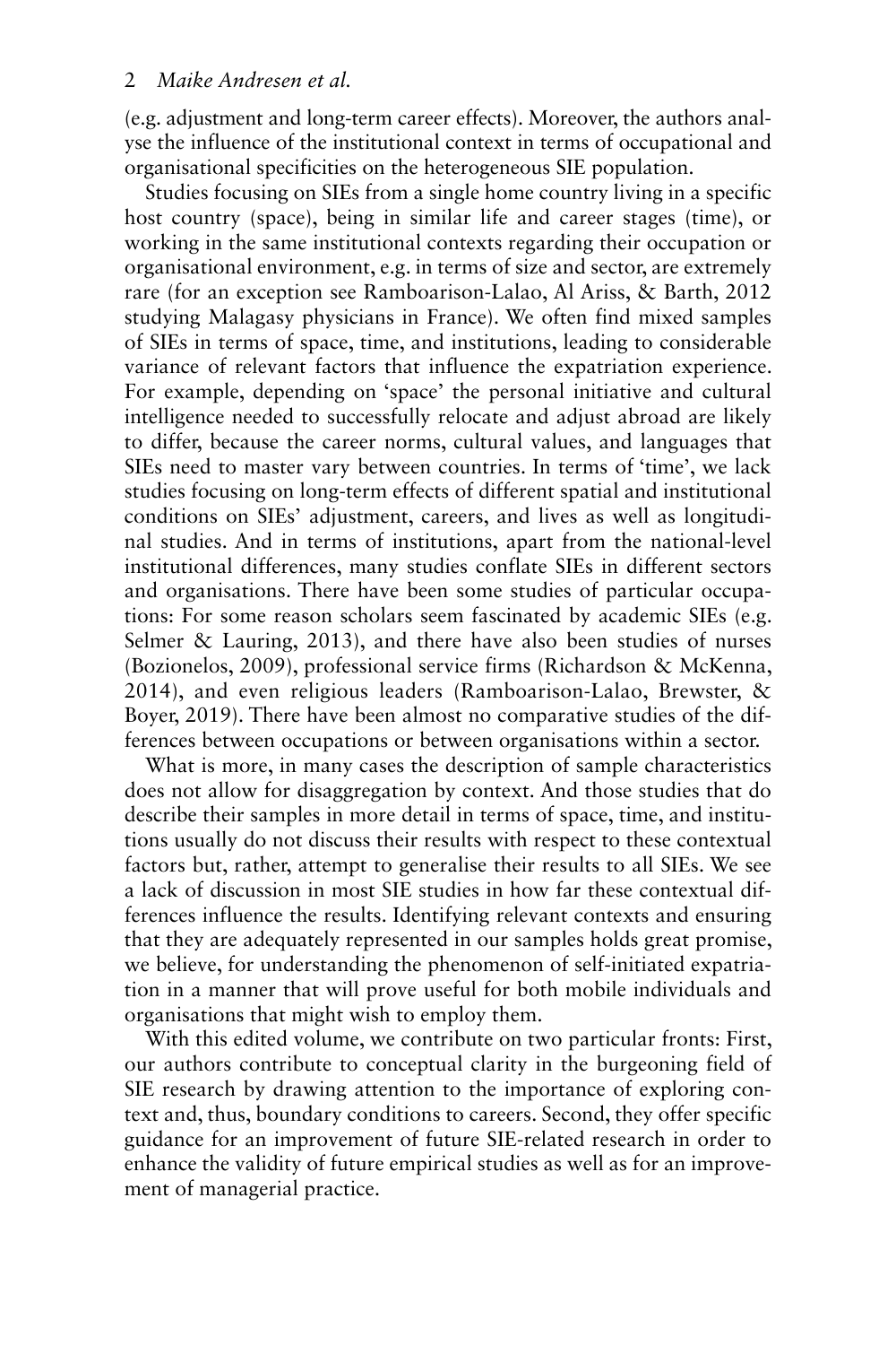(e.g. adjustment and long-term career effects). Moreover, the authors analyse the influence of the institutional context in terms of occupational and organisational specificities on the heterogeneous SIE population.

Studies focusing on SIEs from a single home country living in a specific host country (space), being in similar life and career stages (time), or working in the same institutional contexts regarding their occupation or organisational environment, e.g. in terms of size and sector, are extremely rare (for an exception see Ramboarison-Lalao, Al Ariss, & Barth, 2012 studying Malagasy physicians in France). We often find mixed samples of SIEs in terms of space, time, and institutions, leading to considerable variance of relevant factors that influence the expatriation experience. For example, depending on 'space' the personal initiative and cultural intelligence needed to successfully relocate and adjust abroad are likely to differ, because the career norms, cultural values, and languages that SIEs need to master vary between countries. In terms of 'time', we lack studies focusing on long-term effects of different spatial and institutional conditions on SIEs' adjustment, careers, and lives as well as longitudinal studies. And in terms of institutions, apart from the national-level institutional differences, many studies conflate SIEs in different sectors and organisations. There have been some studies of particular occupations: For some reason scholars seem fascinated by academic SIEs (e.g. Selmer & Lauring, 2013), and there have also been studies of nurses (Bozionelos, 2009), professional service firms (Richardson & McKenna, 2014), and even religious leaders (Ramboarison-Lalao, Brewster, & Boyer, 2019). There have been almost no comparative studies of the differences between occupations or between organisations within a sector.

What is more, in many cases the description of sample characteristics does not allow for disaggregation by context. And those studies that do describe their samples in more detail in terms of space, time, and institutions usually do not discuss their results with respect to these contextual factors but, rather, attempt to generalise their results to all SIEs. We see a lack of discussion in most SIE studies in how far these contextual differences influence the results. Identifying relevant contexts and ensuring that they are adequately represented in our samples holds great promise, we believe, for understanding the phenomenon of self-initiated expatriation in a manner that will prove useful for both mobile individuals and organisations that might wish to employ them.

With this edited volume, we contribute on two particular fronts: First, our authors contribute to conceptual clarity in the burgeoning field of SIE research by drawing attention to the importance of exploring context and, thus, boundary conditions to careers. Second, they offer specific guidance for an improvement of future SIE-related research in order to enhance the validity of future empirical studies as well as for an improvement of managerial practice.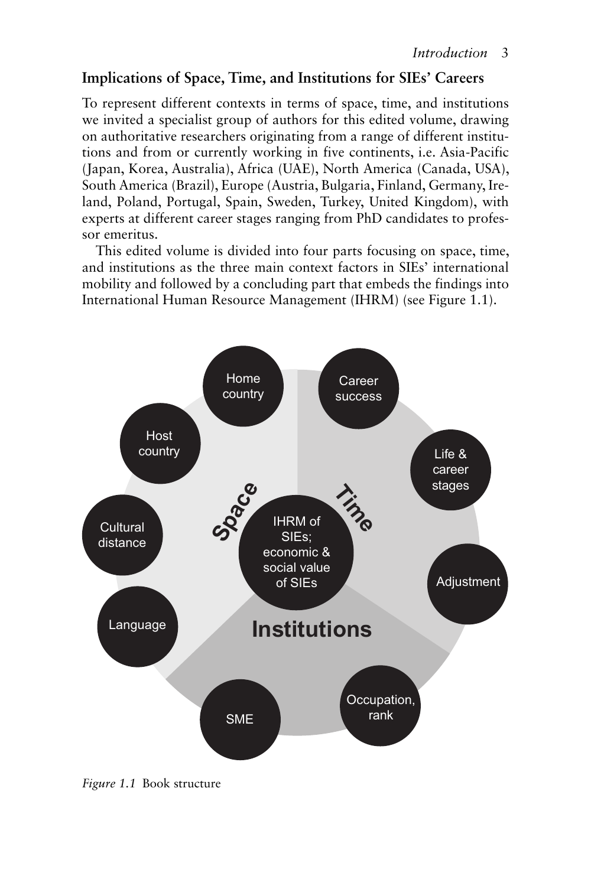## Implications of Space, Time, and Institutions for SIEs' Careers

To represent different contexts in terms of space, time, and institutions we invited a specialist group of authors for this edited volume, drawing on authoritative researchers originating from a range of different institutions and from or currently working in five continents, i.e. Asia-Pacific (Japan, Korea, Australia), Africa (UAE), North America (Canada, USA), South America (Brazil), Europe (Austria, Bulgaria, Finland, Germany, Ireland, Poland, Portugal, Spain, Sweden, Turkey, United Kingdom), with experts at different career stages ranging from PhD candidates to professor emeritus.

This edited volume is divided into four parts focusing on space, time, and institutions as the three main context factors in SIEs' international mobility and followed by a concluding part that embeds the findings into International Human Resource Management (IHRM) (see Figure 1.1).

*Figure 1.1* Book structure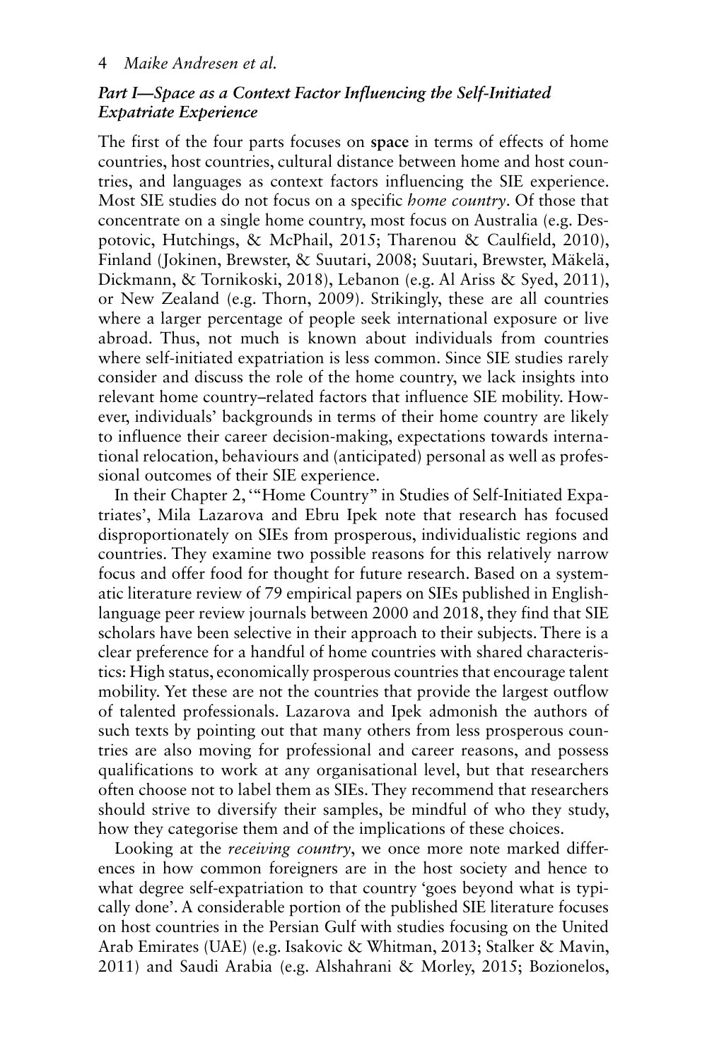### *Part I—Space as a Context Factor Influencing the Self-Initiated Expatriate Experience*

The first of the four parts focuses on **space** in terms of effects of home countries, host countries, cultural distance between home and host countries, and languages as context factors influencing the SIE experience. Most SIE studies do not focus on a specific *home country*. Of those that concentrate on a single home country, most focus on Australia (e.g. Despotovic, Hutchings, & McPhail, 2015; Tharenou & Caulfield, 2010), Finland (Jokinen, Brewster, & Suutari, 2008; Suutari, Brewster, Mäkelä, Dickmann, & Tornikoski, 2018), Lebanon (e.g. Al Ariss & Syed, 2011), or New Zealand (e.g. Thorn, 2009). Strikingly, these are all countries where a larger percentage of people seek international exposure or live abroad. Thus, not much is known about individuals from countries where self-initiated expatriation is less common. Since SIE studies rarely consider and discuss the role of the home country, we lack insights into relevant home country–related factors that influence SIE mobility. However, individuals' backgrounds in terms of their home country are likely to influence their career decision-making, expectations towards international relocation, behaviours and (anticipated) personal as well as professional outcomes of their SIE experience.

In their Chapter 2, '"Home Country" in Studies of Self-Initiated Expatriates', Mila Lazarova and Ebru Ipek note that research has focused disproportionately on SIEs from prosperous, individualistic regions and countries. They examine two possible reasons for this relatively narrow focus and offer food for thought for future research. Based on a systematic literature review of 79 empirical papers on SIEs published in English-language peer review journals between 2000 and 2018, they find that SIE scholars have been selective in their approach to their subjects. There is a clear preference for a handful of home countries with shared characteristics: High status, economically prosperous countries that encourage talent mobility. Yet these are not the countries that provide the largest outflow of talented professionals. Lazarova and Ipek admonish the authors of such texts by pointing out that many others from less prosperous countries are also moving for professional and career reasons, and possess qualifications to work at any organisational level, but that researchers often choose not to label them as SIEs. They recommend that researchers should strive to diversify their samples, be mindful of who they study, how they categorise them and of the implications of these choices.

Looking at the *receiving country*, we once more note marked differences in how common foreigners are in the host society and hence to what degree self-expatriation to that country 'goes beyond what is typically done'. A considerable portion of the published SIE literature focuses on host countries in the Persian Gulf with studies focusing on the United Arab Emirates (UAE) (e.g. Isakovic & Whitman, 2013; Stalker & Mavin, 2011) and Saudi Arabia (e.g. Alshahrani & Morley, 2015; Bozionelos,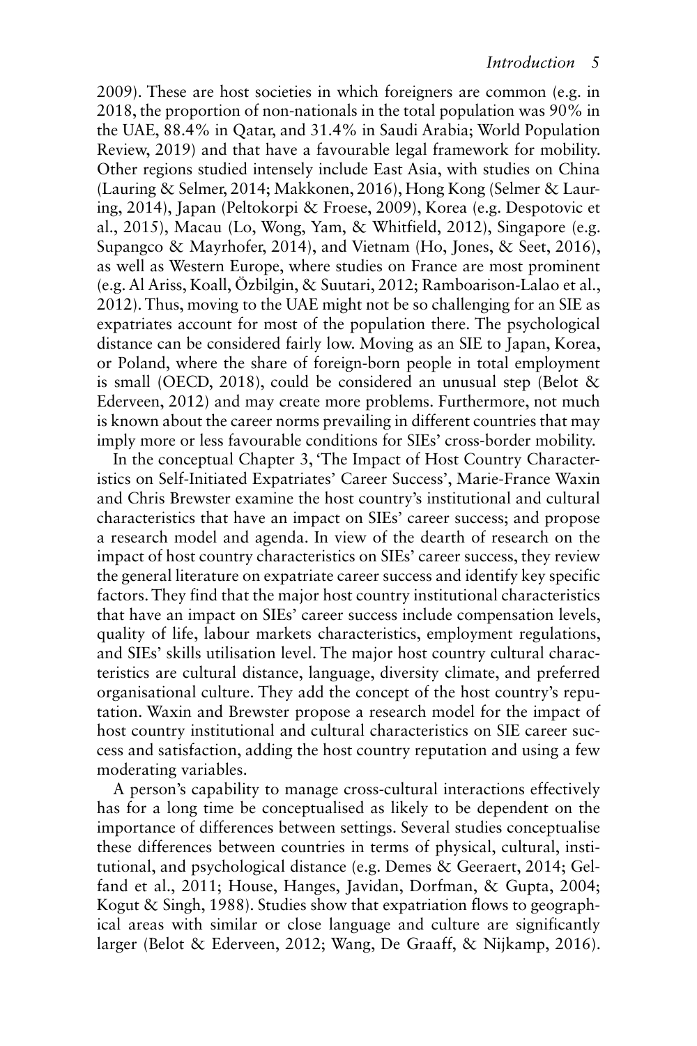2009). These are host societies in which foreigners are common (e.g. in 2018, the proportion of non-nationals in the total population was 90% in the UAE, 88.4% in Qatar, and 31.4% in Saudi Arabia; World Population Review, 2019) and that have a favourable legal framework for mobility. Other regions studied intensely include East Asia, with studies on China (Lauring & Selmer, 2014; Makkonen, 2016), Hong Kong (Selmer & Lauring, 2014), Japan (Peltokorpi & Froese, 2009), Korea (e.g. Despotovic et al., 2015), Macau (Lo, Wong, Yam, & Whitfield, 2012), Singapore (e.g. Supangco & Mayrhofer, 2014), and Vietnam (Ho, Jones, & Seet, 2016), as well as Western Europe, where studies on France are most prominent (e.g. Al Ariss, Koall, Özbilgin, & Suutari, 2012; Ramboarison-Lalao et al., 2012). Thus, moving to the UAE might not be so challenging for an SIE as expatriates account for most of the population there. The psychological distance can be considered fairly low. Moving as an SIE to Japan, Korea, or Poland, where the share of foreign-born people in total employment is small (OECD, 2018), could be considered an unusual step (Belot & Ederveen, 2012) and may create more problems. Furthermore, not much is known about the career norms prevailing in different countries that may imply more or less favourable conditions for SIEs' cross-border mobility.

In the conceptual Chapter 3, 'The Impact of Host Country Characteristics on Self-Initiated Expatriates' Career Success', Marie-France Waxin and Chris Brewster examine the host country's institutional and cultural characteristics that have an impact on SIEs' career success; and propose a research model and agenda. In view of the dearth of research on the impact of host country characteristics on SIEs' career success, they review the general literature on expatriate career success and identify key specific factors. They find that the major host country institutional characteristics that have an impact on SIEs' career success include compensation levels, quality of life, labour markets characteristics, employment regulations, and SIEs' skills utilisation level. The major host country cultural characteristics are cultural distance, language, diversity climate, and preferred organisational culture. They add the concept of the host country's reputation. Waxin and Brewster propose a research model for the impact of host country institutional and cultural characteristics on SIE career success and satisfaction, adding the host country reputation and using a few moderating variables.

A person's capability to manage cross-cultural interactions effectively has for a long time be conceptualised as likely to be dependent on the importance of differences between settings. Several studies conceptualise these differences between countries in terms of physical, cultural, institutional, and psychological distance (e.g. Demes & Geeraert, 2014; Gelfand et al., 2011; House, Hanges, Javidan, Dorfman, & Gupta, 2004; Kogut & Singh, 1988). Studies show that expatriation flows to geographical areas with similar or close language and culture are significantly larger (Belot & Ederveen, 2012; Wang, De Graaff, & Nijkamp, 2016).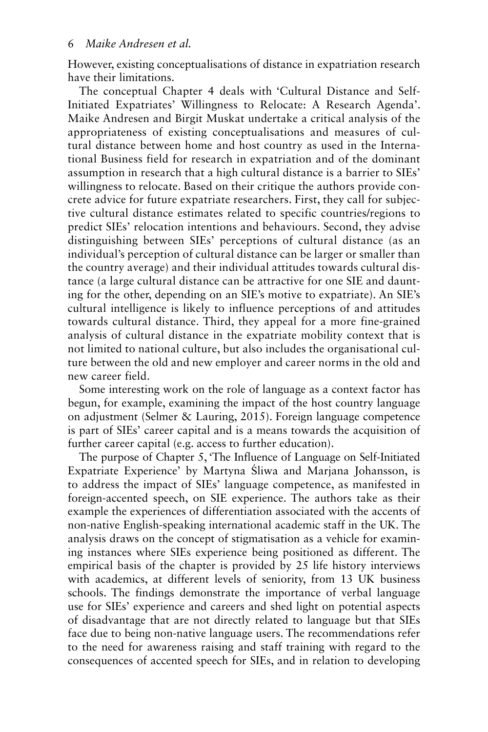However, existing conceptualisations of distance in expatriation research have their limitations.

The conceptual Chapter 4 deals with 'Cultural Distance and Self-Initiated Expatriates' Willingness to Relocate: A Research Agenda'. Maike Andresen and Birgit Muskat undertake a critical analysis of the appropriateness of existing conceptualisations and measures of cultural distance between home and host country as used in the International Business field for research in expatriation and of the dominant assumption in research that a high cultural distance is a barrier to SIEs' willingness to relocate. Based on their critique the authors provide concrete advice for future expatriate researchers. First, they call for subjective cultural distance estimates related to specific countries/regions to predict SIEs' relocation intentions and behaviours. Second, they advise distinguishing between SIEs' perceptions of cultural distance (as an individual's perception of cultural distance can be larger or smaller than the country average) and their individual attitudes towards cultural distance (a large cultural distance can be attractive for one SIE and daunting for the other, depending on an SIE's motive to expatriate). An SIE's cultural intelligence is likely to influence perceptions of and attitudes towards cultural distance. Third, they appeal for a more fine-grained analysis of cultural distance in the expatriate mobility context that is not limited to national culture, but also includes the organisational culture between the old and new employer and career norms in the old and new career field.

Some interesting work on the role of language as a context factor has begun, for example, examining the impact of the host country language on adjustment (Selmer & Lauring, 2015). Foreign language competence is part of SIEs' career capital and is a means towards the acquisition of further career capital (e.g. access to further education).

The purpose of Chapter 5, 'The Influence of Language on Self-Initiated Expatriate Experience' by Martyna Śliwa and Marjana Johansson, is to address the impact of SIEs' language competence, as manifested in foreign-accented speech, on SIE experience. The authors take as their example the experiences of differentiation associated with the accents of non-native English-speaking international academic staff in the UK. The analysis draws on the concept of stigmatisation as a vehicle for examining instances where SIEs experience being positioned as different. The empirical basis of the chapter is provided by 25 life history interviews with academics, at different levels of seniority, from 13 UK business schools. The findings demonstrate the importance of verbal language use for SIEs' experience and careers and shed light on potential aspects of disadvantage that are not directly related to language but that SIEs face due to being non-native language users. The recommendations refer to the need for awareness raising and staff training with regard to the consequences of accented speech for SIEs, and in relation to developing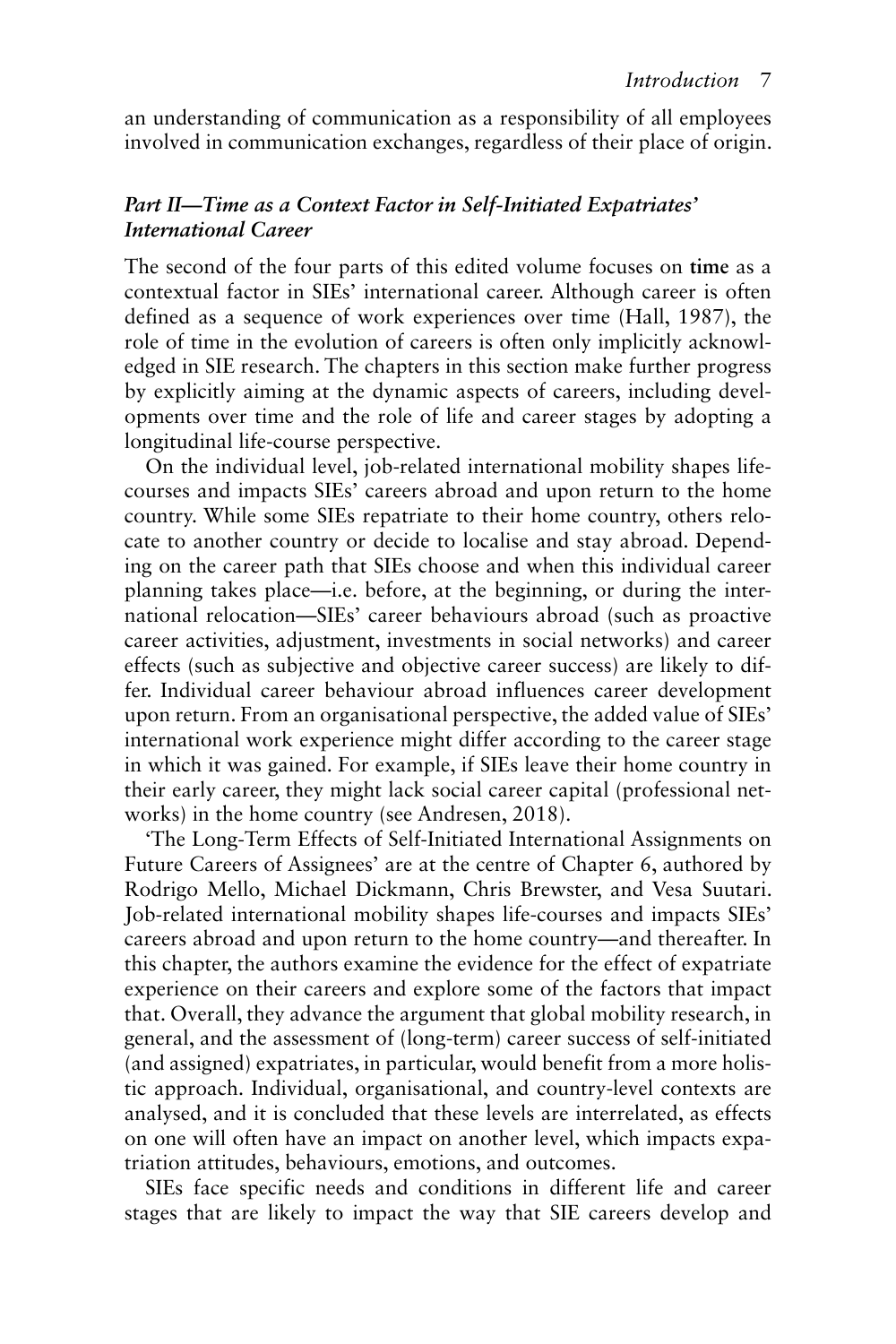an understanding of communication as a responsibility of all employees involved in communication exchanges, regardless of their place of origin.

### *Part II—Time as a Context Factor in Self-Initiated Expatriates' International Career*

The second of the four parts of this edited volume focuses on **time** as a contextual factor in SIEs' international career. Although career is often defined as a sequence of work experiences over time (Hall, 1987), the role of time in the evolution of careers is often only implicitly acknowledged in SIE research. The chapters in this section make further progress by explicitly aiming at the dynamic aspects of careers, including developments over time and the role of life and career stages by adopting a longitudinal life-course perspective.

On the individual level, job-related international mobility shapes life-courses and impacts SIEs' careers abroad and upon return to the home country. While some SIEs repatriate to their home country, others relocate to another country or decide to localise and stay abroad. Depending on the career path that SIEs choose and when this individual career planning takes place—i.e. before, at the beginning, or during the international relocation—SIEs' career behaviours abroad (such as proactive career activities, adjustment, investments in social networks) and career effects (such as subjective and objective career success) are likely to differ. Individual career behaviour abroad influences career development upon return. From an organisational perspective, the added value of SIEs' international work experience might differ according to the career stage in which it was gained. For example, if SIEs leave their home country in their early career, they might lack social career capital (professional networks) in the home country (see Andresen, 2018).

'The Long-Term Effects of Self-Initiated International Assignments on Future Careers of Assignees' are at the centre of Chapter 6, authored by Rodrigo Mello, Michael Dickmann, Chris Brewster, and Vesa Suutari. Job-related international mobility shapes life-courses and impacts SIEs' careers abroad and upon return to the home country—and thereafter. In this chapter, the authors examine the evidence for the effect of expatriate experience on their careers and explore some of the factors that impact that. Overall, they advance the argument that global mobility research, in general, and the assessment of (long-term) career success of self-initiated (and assigned) expatriates, in particular, would benefit from a more holistic approach. Individual, organisational, and country-level contexts are analysed, and it is concluded that these levels are interrelated, as effects on one will often have an impact on another level, which impacts expatriation attitudes, behaviours, emotions, and outcomes.

SIEs face specific needs and conditions in different life and career stages that are likely to impact the way that SIE careers develop and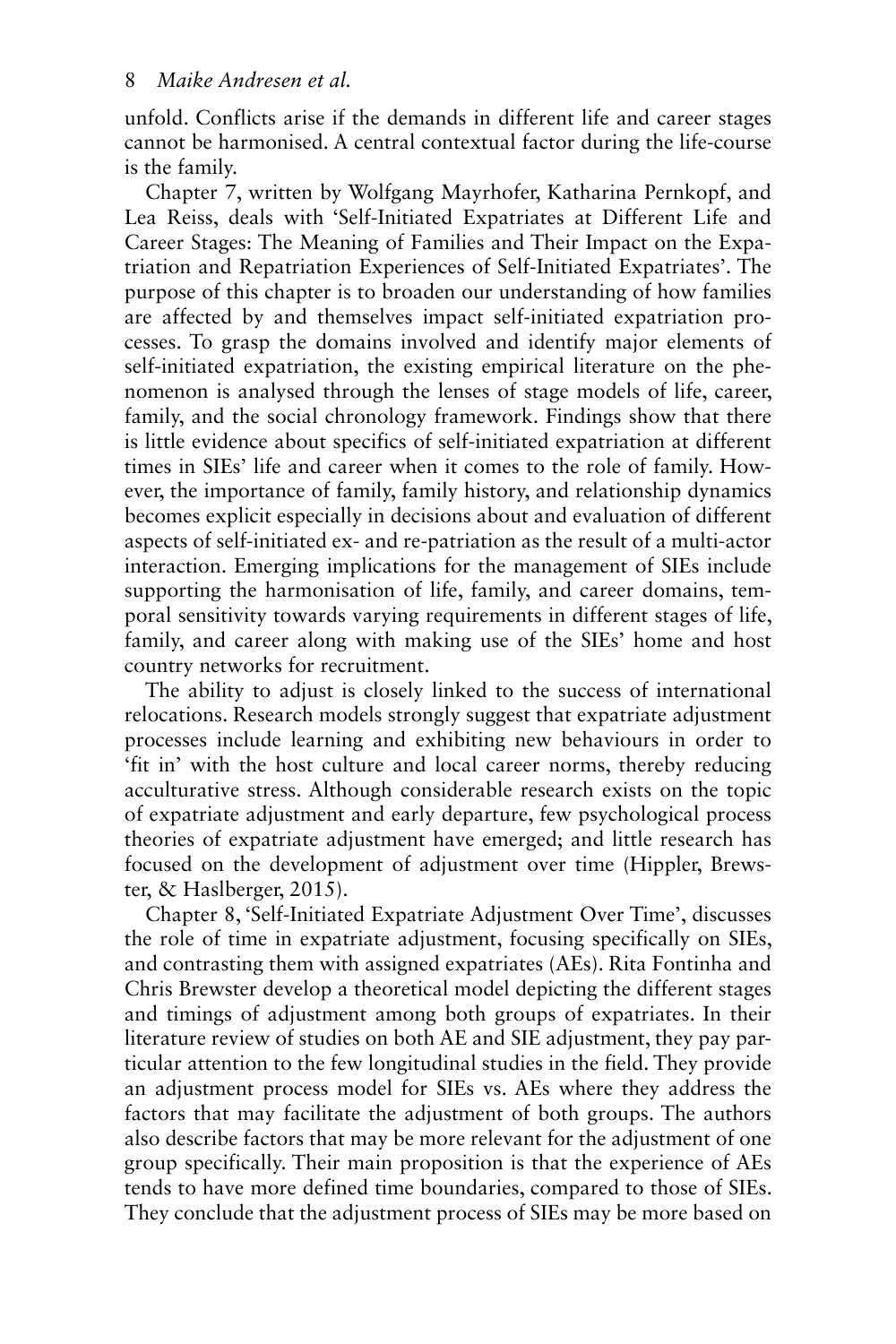unfold. Conflicts arise if the demands in different life and career stages cannot be harmonised. A central contextual factor during the life-course is the family.

Chapter 7, written by Wolfgang Mayrhofer, Katharina Pernkopf, and Lea Reiss, deals with 'Self-Initiated Expatriates at Different Life and Career Stages: The Meaning of Families and Their Impact on the Expatriation and Repatriation Experiences of Self-Initiated Expatriates'. The purpose of this chapter is to broaden our understanding of how families are affected by and themselves impact self-initiated expatriation processes. To grasp the domains involved and identify major elements of self-initiated expatriation, the existing empirical literature on the phenomenon is analysed through the lenses of stage models of life, career, family, and the social chronology framework. Findings show that there is little evidence about specifics of self-initiated expatriation at different times in SIEs' life and career when it comes to the role of family. However, the importance of family, family history, and relationship dynamics becomes explicit especially in decisions about and evaluation of different aspects of self-initiated ex- and re-patriation as the result of a multi-actor interaction. Emerging implications for the management of SIEs include supporting the harmonisation of life, family, and career domains, temporal sensitivity towards varying requirements in different stages of life, family, and career along with making use of the SIEs' home and host country networks for recruitment.

The ability to adjust is closely linked to the success of international relocations. Research models strongly suggest that expatriate adjustment processes include learning and exhibiting new behaviours in order to 'fit in' with the host culture and local career norms, thereby reducing acculturative stress. Although considerable research exists on the topic of expatriate adjustment and early departure, few psychological process theories of expatriate adjustment have emerged; and little research has focused on the development of adjustment over time (Hippler, Brewster, & Haslberger, 2015).

Chapter 8, 'Self-Initiated Expatriate Adjustment Over Time', discusses the role of time in expatriate adjustment, focusing specifically on SIEs, and contrasting them with assigned expatriates (AEs). Rita Fontinha and Chris Brewster develop a theoretical model depicting the different stages and timings of adjustment among both groups of expatriates. In their literature review of studies on both AE and SIE adjustment, they pay particular attention to the few longitudinal studies in the field. They provide an adjustment process model for SIEs vs. AEs where they address the factors that may facilitate the adjustment of both groups. The authors also describe factors that may be more relevant for the adjustment of one group specifically. Their main proposition is that the experience of AEs tends to have more defined time boundaries, compared to those of SIEs. They conclude that the adjustment process of SIEs may be more based on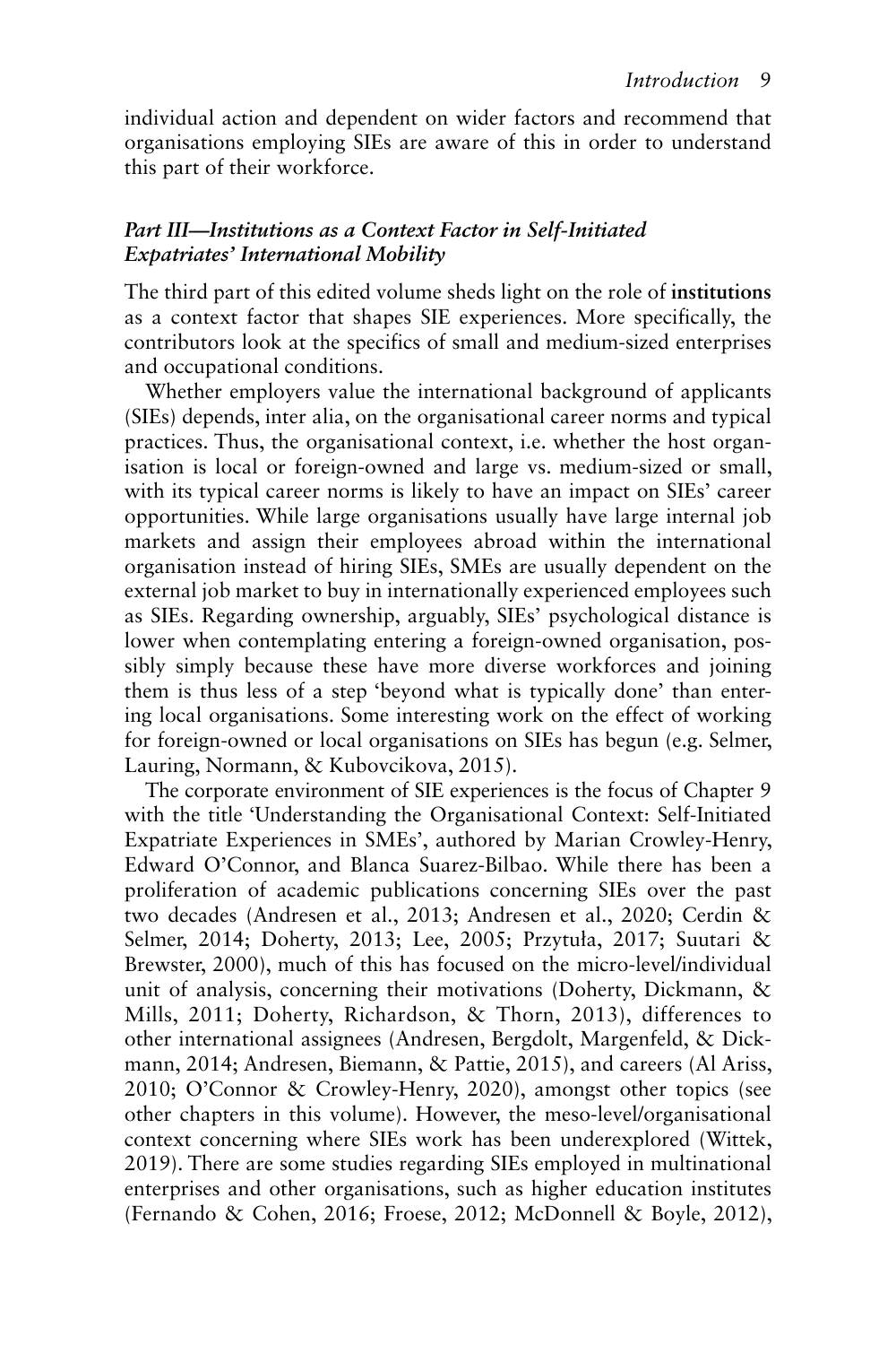individual action and dependent on wider factors and recommend that organisations employing SIEs are aware of this in order to understand this part of their workforce.

### *Part III—Institutions as a Context Factor in Self-Initiated Expatriates' International Mobility*

The third part of this edited volume sheds light on the role of **institutions** as a context factor that shapes SIE experiences. More specifically, the contributors look at the specifics of small and medium-sized enterprises and occupational conditions.

Whether employers value the international background of applicants (SIEs) depends, inter alia, on the organisational career norms and typical practices. Thus, the organisational context, i.e. whether the host organisation is local or foreign-owned and large vs. medium-sized or small, with its typical career norms is likely to have an impact on SIEs' career opportunities. While large organisations usually have large internal job markets and assign their employees abroad within the international organisation instead of hiring SIEs, SMEs are usually dependent on the external job market to buy in internationally experienced employees such as SIEs. Regarding ownership, arguably, SIEs' psychological distance is lower when contemplating entering a foreign-owned organisation, possibly simply because these have more diverse workforces and joining them is thus less of a step 'beyond what is typically done' than entering local organisations. Some interesting work on the effect of working for foreign-owned or local organisations on SIEs has begun (e.g. Selmer, Lauring, Normann, & Kubovcikova, 2015).

The corporate environment of SIE experiences is the focus of Chapter 9 with the title 'Understanding the Organisational Context: Self-Initiated Expatriate Experiences in SMEs', authored by Marian Crowley-Henry, Edward O'Connor, and Blanca Suarez-Bilbao. While there has been a proliferation of academic publications concerning SIEs over the past two decades (Andresen et al., 2013; Andresen et al., 2020; Cerdin & Selmer, 2014; Doherty, 2013; Lee, 2005; Przytuła, 2017; Suutari & Brewster, 2000), much of this has focused on the micro-level/individual unit of analysis, concerning their motivations (Doherty, Dickmann, & Mills, 2011; Doherty, Richardson, & Thorn, 2013), differences to other international assignees (Andresen, Bergdolt, Margenfeld, & Dickmann, 2014; Andresen, Biemann, & Pattie, 2015), and careers (Al Ariss, 2010; O'Connor & Crowley-Henry, 2020), amongst other topics (see other chapters in this volume). However, the meso-level/organisational context concerning where SIEs work has been underexplored (Wittek, 2019). There are some studies regarding SIEs employed in multinational enterprises and other organisations, such as higher education institutes (Fernando & Cohen, 2016; Froese, 2012; McDonnell & Boyle, 2012),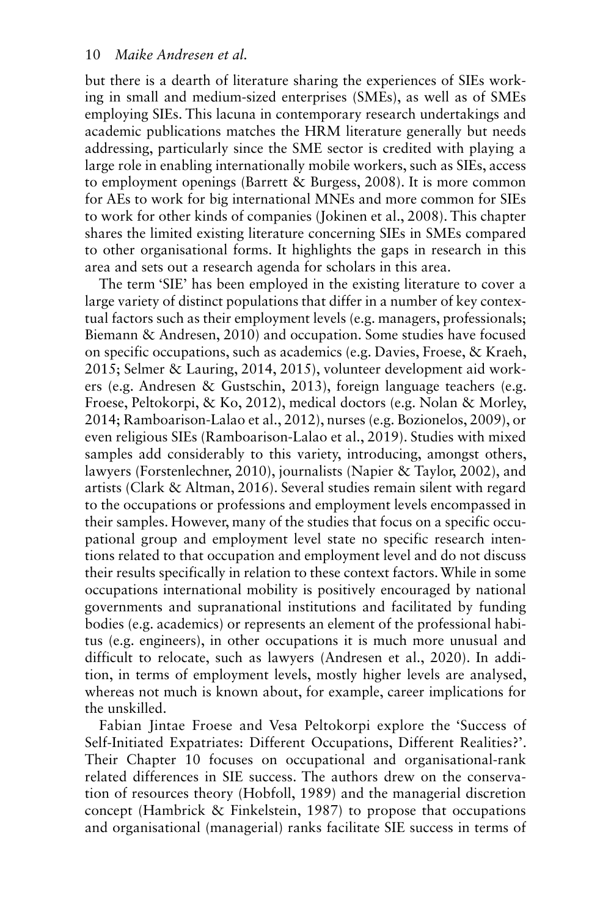but there is a dearth of literature sharing the experiences of SIEs working in small and medium-sized enterprises (SMEs), as well as of SMEs employing SIEs. This lacuna in contemporary research undertakings and academic publications matches the HRM literature generally but needs addressing, particularly since the SME sector is credited with playing a large role in enabling internationally mobile workers, such as SIEs, access to employment openings (Barrett & Burgess, 2008). It is more common for AEs to work for big international MNEs and more common for SIEs to work for other kinds of companies (Jokinen et al., 2008). This chapter shares the limited existing literature concerning SIEs in SMEs compared to other organisational forms. It highlights the gaps in research in this area and sets out a research agenda for scholars in this area.

The term 'SIE' has been employed in the existing literature to cover a large variety of distinct populations that differ in a number of key contextual factors such as their employment levels (e.g. managers, professionals; Biemann & Andresen, 2010) and occupation. Some studies have focused on specific occupations, such as academics (e.g. Davies, Froese, & Kraeh, 2015; Selmer & Lauring, 2014, 2015), volunteer development aid workers (e.g. Andresen & Gustschin, 2013), foreign language teachers (e.g. Froese, Peltokorpi, & Ko, 2012), medical doctors (e.g. Nolan & Morley, 2014; Ramboarison-Lalao et al., 2012), nurses (e.g. Bozionelos, 2009), or even religious SIEs (Ramboarison-Lalao et al., 2019). Studies with mixed samples add considerably to this variety, introducing, amongst others, lawyers (Forstenlechner, 2010), journalists (Napier & Taylor, 2002), and artists (Clark & Altman, 2016). Several studies remain silent with regard to the occupations or professions and employment levels encompassed in their samples. However, many of the studies that focus on a specific occupational group and employment level state no specific research intentions related to that occupation and employment level and do not discuss their results specifically in relation to these context factors. While in some occupations international mobility is positively encouraged by national governments and supranational institutions and facilitated by funding bodies (e.g. academics) or represents an element of the professional habitus (e.g. engineers), in other occupations it is much more unusual and difficult to relocate, such as lawyers (Andresen et al., 2020). In addition, in terms of employment levels, mostly higher levels are analysed, whereas not much is known about, for example, career implications for the unskilled.

Fabian Jintae Froese and Vesa Peltokorpi explore the 'Success of Self-Initiated Expatriates: Different Occupations, Different Realities?'. Their Chapter 10 focuses on occupational and organisational-rank related differences in SIE success. The authors drew on the conservation of resources theory (Hobfoll, 1989) and the managerial discretion concept (Hambrick & Finkelstein, 1987) to propose that occupations and organisational (managerial) ranks facilitate SIE success in terms of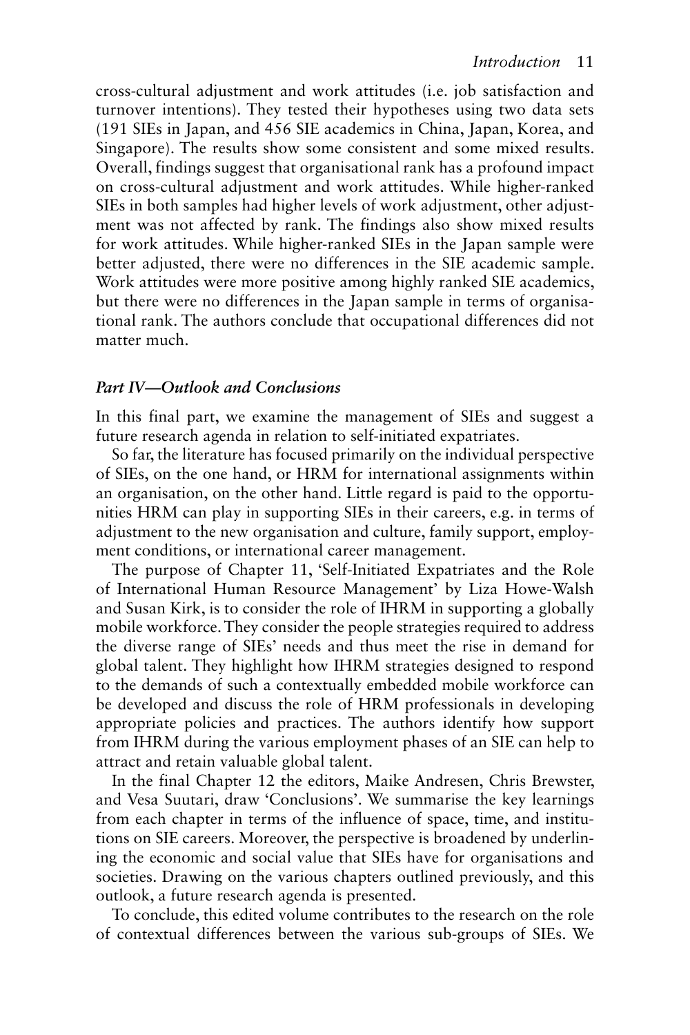cross-cultural adjustment and work attitudes (i.e. job satisfaction and turnover intentions). They tested their hypotheses using two data sets (191 SIEs in Japan, and 456 SIE academics in China, Japan, Korea, and Singapore). The results show some consistent and some mixed results. Overall, findings suggest that organisational rank has a profound impact on cross-cultural adjustment and work attitudes. While higher-ranked SIEs in both samples had higher levels of work adjustment, other adjustment was not affected by rank. The findings also show mixed results for work attitudes. While higher-ranked SIEs in the Japan sample were better adjusted, there were no differences in the SIE academic sample. Work attitudes were more positive among highly ranked SIE academics, but there were no differences in the Japan sample in terms of organisational rank. The authors conclude that occupational differences did not matter much.

### *Part IV—Outlook and Conclusions*

In this final part, we examine the management of SIEs and suggest a future research agenda in relation to self-initiated expatriates.

So far, the literature has focused primarily on the individual perspective of SIEs, on the one hand, or HRM for international assignments within an organisation, on the other hand. Little regard is paid to the opportunities HRM can play in supporting SIEs in their careers, e.g. in terms of adjustment to the new organisation and culture, family support, employment conditions, or international career management.

The purpose of Chapter 11, 'Self-Initiated Expatriates and the Role of International Human Resource Management' by Liza Howe-Walsh and Susan Kirk, is to consider the role of IHRM in supporting a globally mobile workforce. They consider the people strategies required to address the diverse range of SIEs' needs and thus meet the rise in demand for global talent. They highlight how IHRM strategies designed to respond to the demands of such a contextually embedded mobile workforce can be developed and discuss the role of HRM professionals in developing appropriate policies and practices. The authors identify how support from IHRM during the various employment phases of an SIE can help to attract and retain valuable global talent.

In the final Chapter 12 the editors, Maike Andresen, Chris Brewster, and Vesa Suutari, draw 'Conclusions'. We summarise the key learnings from each chapter in terms of the influence of space, time, and institutions on SIE careers. Moreover, the perspective is broadened by underlining the economic and social value that SIEs have for organisations and societies. Drawing on the various chapters outlined previously, and this outlook, a future research agenda is presented.

To conclude, this edited volume contributes to the research on the role of contextual differences between the various sub-groups of SIEs. We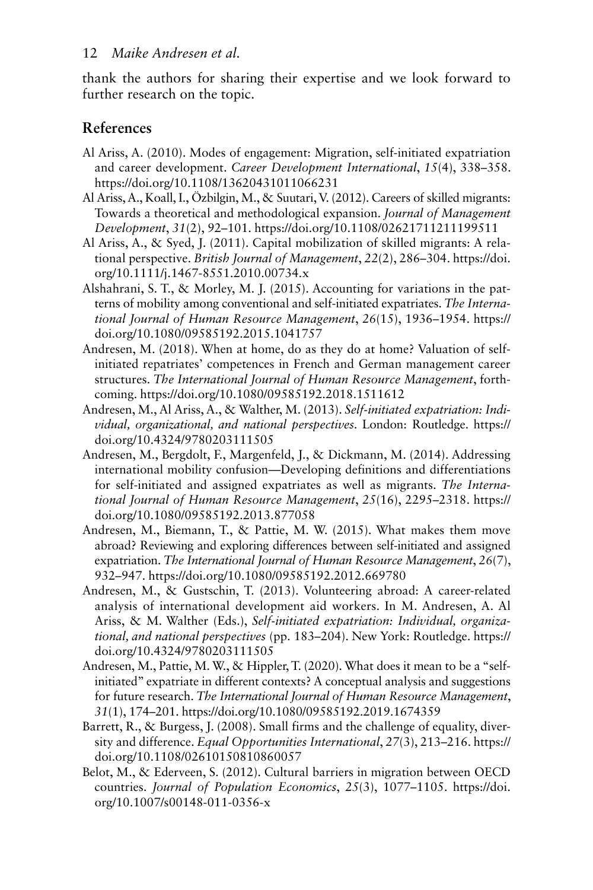thank the authors for sharing their expertise and we look forward to further research on the topic.

## References

Al Ariss, A. (2010). Modes of engagement: Migration, self-initiated expatriation and career development. *Career Development International*, *15*(4), 338–358. https://doi.org/10.1108/13620431011066231

Al Ariss, A., Koall, I., Özbilgin, M., & Suutari, V. (2012). Careers of skilled migrants: Towards a theoretical and methodological expansion. *Journal of Management Development*, *31*(2), 92–101. https://doi.org/10.1108/02621711211199511

Al Ariss, A., & Syed, J. (2011). Capital mobilization of skilled migrants: A relational perspective. *British Journal of Management*, *22*(2), 286–304. https://doi.org/10.1111/j.1467-8551.2010.00734.x

Alshahrani, S. T., & Morley, M. J. (2015). Accounting for variations in the patterns of mobility among conventional and self-initiated expatriates. *The International Journal of Human Resource Management*, *26*(15), 1936–1954. https://doi.org/10.1080/09585192.2015.1041757

Andresen, M. (2018). When at home, do as they do at home? Valuation of self-initiated repatriates' competences in French and German management career structures. *The International Journal of Human Resource Management*, forthcoming. https://doi.org/10.1080/09585192.2018.1511612

Andresen, M., Al Ariss, A., & Walther, M. (2013). *Self-initiated expatriation: Individual, organizational, and national perspectives*. London: Routledge. https://doi.org/10.4324/9780203111505

Andresen, M., Bergdolt, F., Margenfeld, J., & Dickmann, M. (2014). Addressing international mobility confusion—Developing definitions and differentiations for self-initiated and assigned expatriates as well as migrants. *The International Journal of Human Resource Management*, *25*(16), 2295–2318. https://doi.org/10.1080/09585192.2013.877058

Andresen, M., Biemann, T., & Pattie, M. W. (2015). What makes them move abroad? Reviewing and exploring differences between self-initiated and assigned expatriation. *The International Journal of Human Resource Management*, *26*(7), 932–947. https://doi.org/10.1080/09585192.2012.669780

Andresen, M., & Gustschin, T. (2013). Volunteering abroad: A career-related analysis of international development aid workers. In M. Andresen, A. Al Ariss, & M. Walther (Eds.), *Self-initiated expatriation: Individual, organizational, and national perspectives* (pp. 183–204). New York: Routledge. https://doi.org/10.4324/9780203111505

Andresen, M., Pattie, M. W., & Hippler, T. (2020). What does it mean to be a "self-initiated" expatriate in different contexts? A conceptual analysis and suggestions for future research. *The International Journal of Human Resource Management*, *31*(1), 174–201. https://doi.org/10.1080/09585192.2019.1674359

Barrett, R., & Burgess, J. (2008). Small firms and the challenge of equality, diversity and difference. *Equal Opportunities International*, *27*(3), 213–216. https://doi.org/10.1108/02610150810860057

Belot, M., & Ederveen, S. (2012). Cultural barriers in migration between OECD countries. *Journal of Population Economics*, *25*(3), 1077–1105. https://doi.org/10.1007/s00148-011-0356-x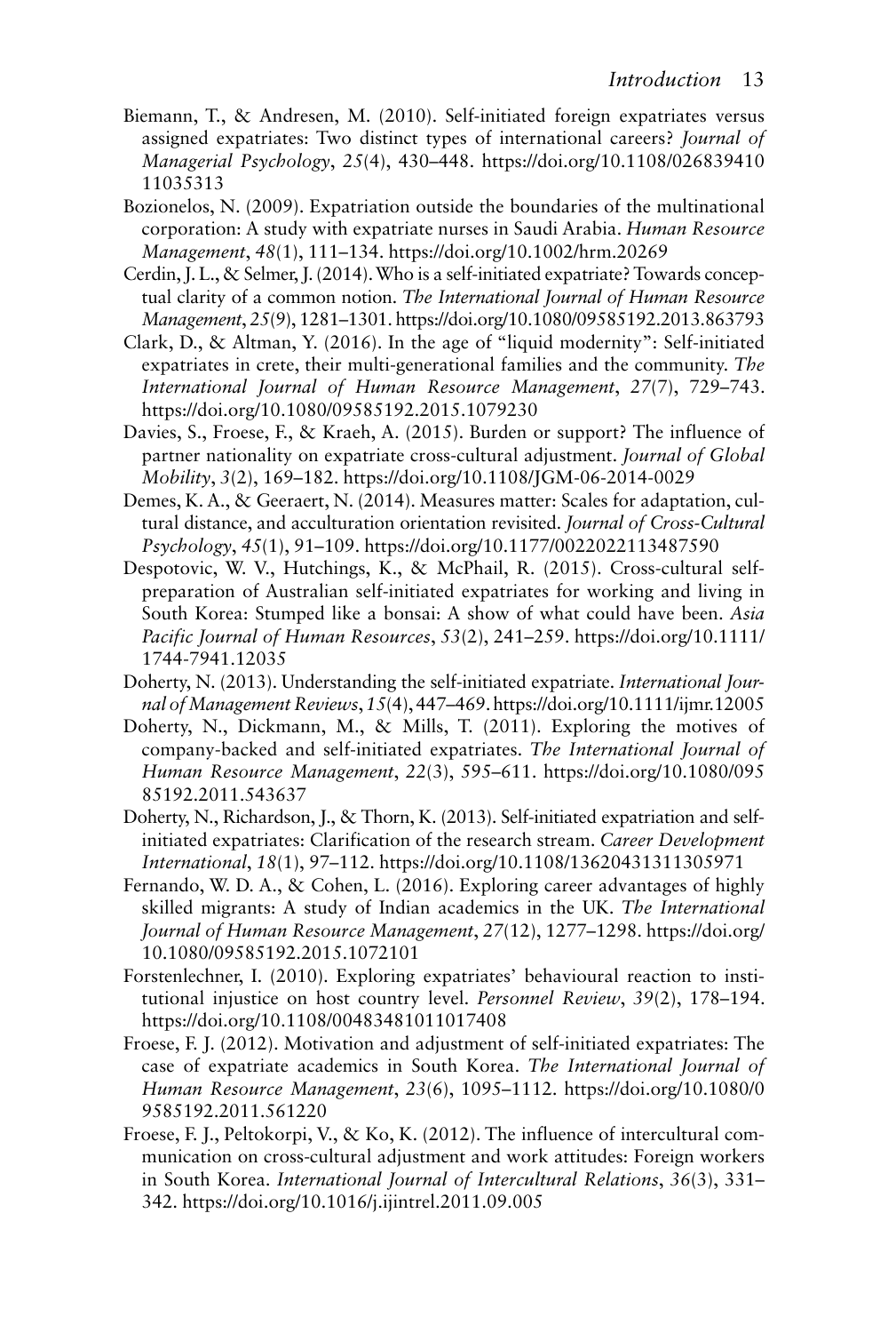Biemann, T., & Andresen, M. (2010). Self-initiated foreign expatriates versus assigned expatriates: Two distinct types of international careers? *Journal of Managerial Psychology*, *25*(4), 430–448. https://doi.org/10.1108/02683941011035313

Bozionelos, N. (2009). Expatriation outside the boundaries of the multinational corporation: A study with expatriate nurses in Saudi Arabia. *Human Resource Management*, *48*(1), 111–134. https://doi.org/10.1002/hrm.20269

Cerdin, J. L., & Selmer, J. (2014). Who is a self-initiated expatriate? Towards conceptual clarity of a common notion. *The International Journal of Human Resource Management*, *25*(9), 1281–1301. https://doi.org/10.1080/09585192.2013.863793

Clark, D., & Altman, Y. (2016). In the age of "liquid modernity": Self-initiated expatriates in crete, their multi-generational families and the community. *The International Journal of Human Resource Management*, *27*(7), 729–743. https://doi.org/10.1080/09585192.2015.1079230

Davies, S., Froese, F., & Kraeh, A. (2015). Burden or support? The influence of partner nationality on expatriate cross-cultural adjustment. *Journal of Global Mobility*, *3*(2), 169–182. https://doi.org/10.1108/JGM-06-2014-0029

Demes, K. A., & Geeraert, N. (2014). Measures matter: Scales for adaptation, cultural distance, and acculturation orientation revisited. *Journal of Cross-Cultural Psychology*, *45*(1), 91–109. https://doi.org/10.1177/0022022113487590

Despotovic, W. V., Hutchings, K., & McPhail, R. (2015). Cross-cultural self-preparation of Australian self-initiated expatriates for working and living in South Korea: Stumped like a bonsai: A show of what could have been. *Asia Pacific Journal of Human Resources*, *53*(2), 241–259. https://doi.org/10.1111/1744-7941.12035

Doherty, N. (2013). Understanding the self-initiated expatriate. *International Journal of Management Reviews*, *15*(4), 447–469. https://doi.org/10.1111/ijmr.12005

Doherty, N., Dickmann, M., & Mills, T. (2011). Exploring the motives of company-backed and self-initiated expatriates. *The International Journal of Human Resource Management*, *22*(3), 595–611. https://doi.org/10.1080/09585192.2011.543637

Doherty, N., Richardson, J., & Thorn, K. (2013). Self-initiated expatriation and self-initiated expatriates: Clarification of the research stream. *Career Development International*, *18*(1), 97–112. https://doi.org/10.1108/13620431311305971

Fernando, W. D. A., & Cohen, L. (2016). Exploring career advantages of highly skilled migrants: A study of Indian academics in the UK. *The International Journal of Human Resource Management*, *27*(12), 1277–1298. https://doi.org/10.1080/09585192.2015.1072101

Forstenlechner, I. (2010). Exploring expatriates' behavioural reaction to institutional injustice on host country level. *Personnel Review*, *39*(2), 178–194. https://doi.org/10.1108/00483481011017408

Froese, F. J. (2012). Motivation and adjustment of self-initiated expatriates: The case of expatriate academics in South Korea. *The International Journal of Human Resource Management*, *23*(6), 1095–1112. https://doi.org/10.1080/09585192.2011.561220

Froese, F. J., Peltokorpi, V., & Ko, K. (2012). The influence of intercultural communication on cross-cultural adjustment and work attitudes: Foreign workers in South Korea. *International Journal of Intercultural Relations*, *36*(3), 331–342. https://doi.org/10.1016/j.ijintrel.2011.09.005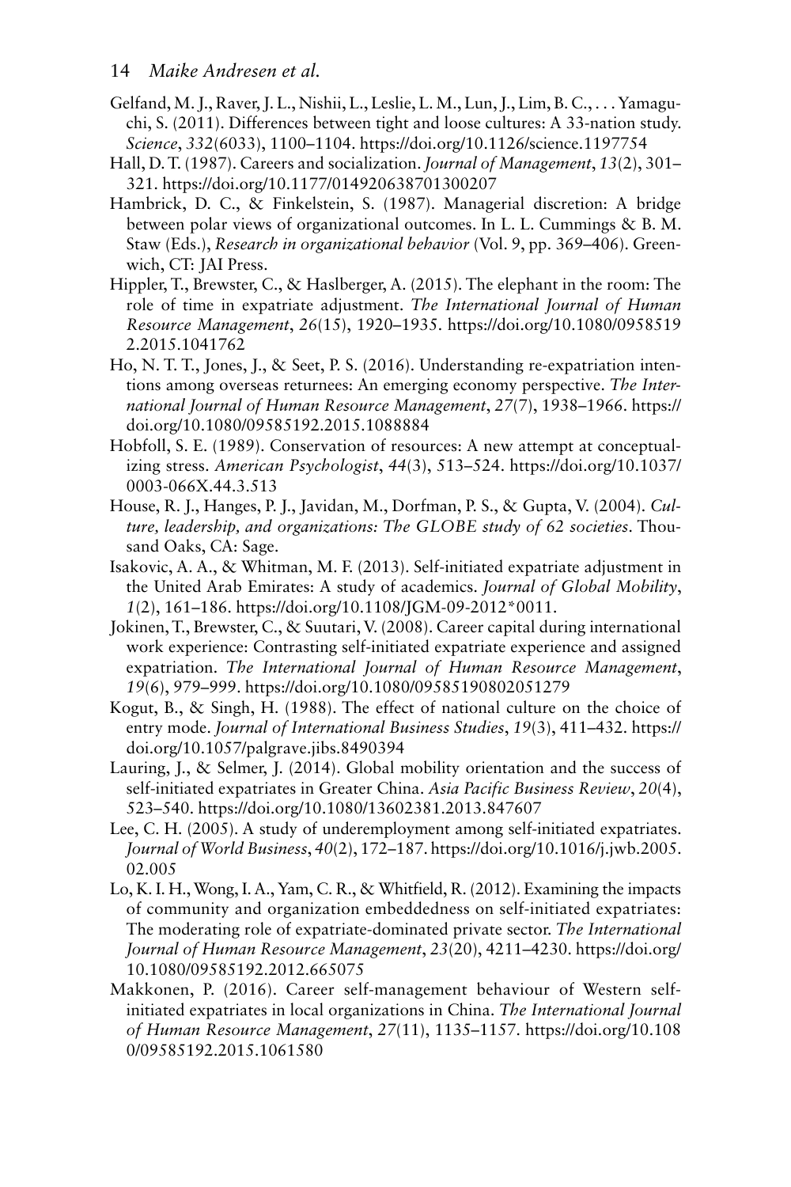Gelfand, M. J., Raver, J. L., Nishii, L., Leslie, L. M., Lun, J., Lim, B. C., . . . Yamaguchi, S. (2011). Differences between tight and loose cultures: A 33-nation study. *Science*, *332*(6033), 1100–1104. https://doi.org/10.1126/science.1197754

Hall, D. T. (1987). Careers and socialization. *Journal of Management*, *13*(2), 301–321. https://doi.org/10.1177/014920638701300207

Hambrick, D. C., & Finkelstein, S. (1987). Managerial discretion: A bridge between polar views of organizational outcomes. In L. L. Cummings & B. M. Staw (Eds.), *Research in organizational behavior* (Vol. 9, pp. 369–406). Greenwich, CT: JAI Press.

Hippler, T., Brewster, C., & Haslberger, A. (2015). The elephant in the room: The role of time in expatriate adjustment. *The International Journal of Human Resource Management*, *26*(15), 1920–1935. https://doi.org/10.1080/09585192.2015.1041762

Ho, N. T. T., Jones, J., & Seet, P. S. (2016). Understanding re-expatriation intentions among overseas returnees: An emerging economy perspective. *The International Journal of Human Resource Management*, *27*(7), 1938–1966. https://doi.org/10.1080/09585192.2015.1088884

Hobfoll, S. E. (1989). Conservation of resources: A new attempt at conceptualizing stress. *American Psychologist*, *44*(3), 513–524. https://doi.org/10.1037/0003-066X.44.3.513

House, R. J., Hanges, P. J., Javidan, M., Dorfman, P. S., & Gupta, V. (2004). *Culture, leadership, and organizations: The GLOBE study of 62 societies*. Thousand Oaks, CA: Sage.

Isakovic, A. A., & Whitman, M. F. (2013). Self-initiated expatriate adjustment in the United Arab Emirates: A study of academics. *Journal of Global Mobility*, *1*(2), 161–186. https://doi.org/10.1108/JGM-09-2012*0011.

Jokinen, T., Brewster, C., & Suutari, V. (2008). Career capital during international work experience: Contrasting self-initiated expatriate experience and assigned expatriation. *The International Journal of Human Resource Management*, *19*(6), 979–999. https://doi.org/10.1080/09585190802051279

Kogut, B., & Singh, H. (1988). The effect of national culture on the choice of entry mode. *Journal of International Business Studies*, *19*(3), 411–432. https://doi.org/10.1057/palgrave.jibs.8490394

Lauring, J., & Selmer, J. (2014). Global mobility orientation and the success of self-initiated expatriates in Greater China. *Asia Pacific Business Review*, *20*(4), 523–540. https://doi.org/10.1080/13602381.2013.847607

Lee, C. H. (2005). A study of underemployment among self-initiated expatriates. *Journal of World Business*, *40*(2), 172–187. https://doi.org/10.1016/j.jwb.2005.02.005

Lo, K. I. H., Wong, I. A., Yam, C. R., & Whitfield, R. (2012). Examining the impacts of community and organization embeddedness on self-initiated expatriates: The moderating role of expatriate-dominated private sector. *The International Journal of Human Resource Management*, *23*(20), 4211–4230. https://doi.org/10.1080/09585192.2012.665075

Makkonen, P. (2016). Career self-management behaviour of Western self-initiated expatriates in local organizations in China. *The International Journal of Human Resource Management*, *27*(11), 1135–1157. https://doi.org/10.1080/09585192.2015.1061580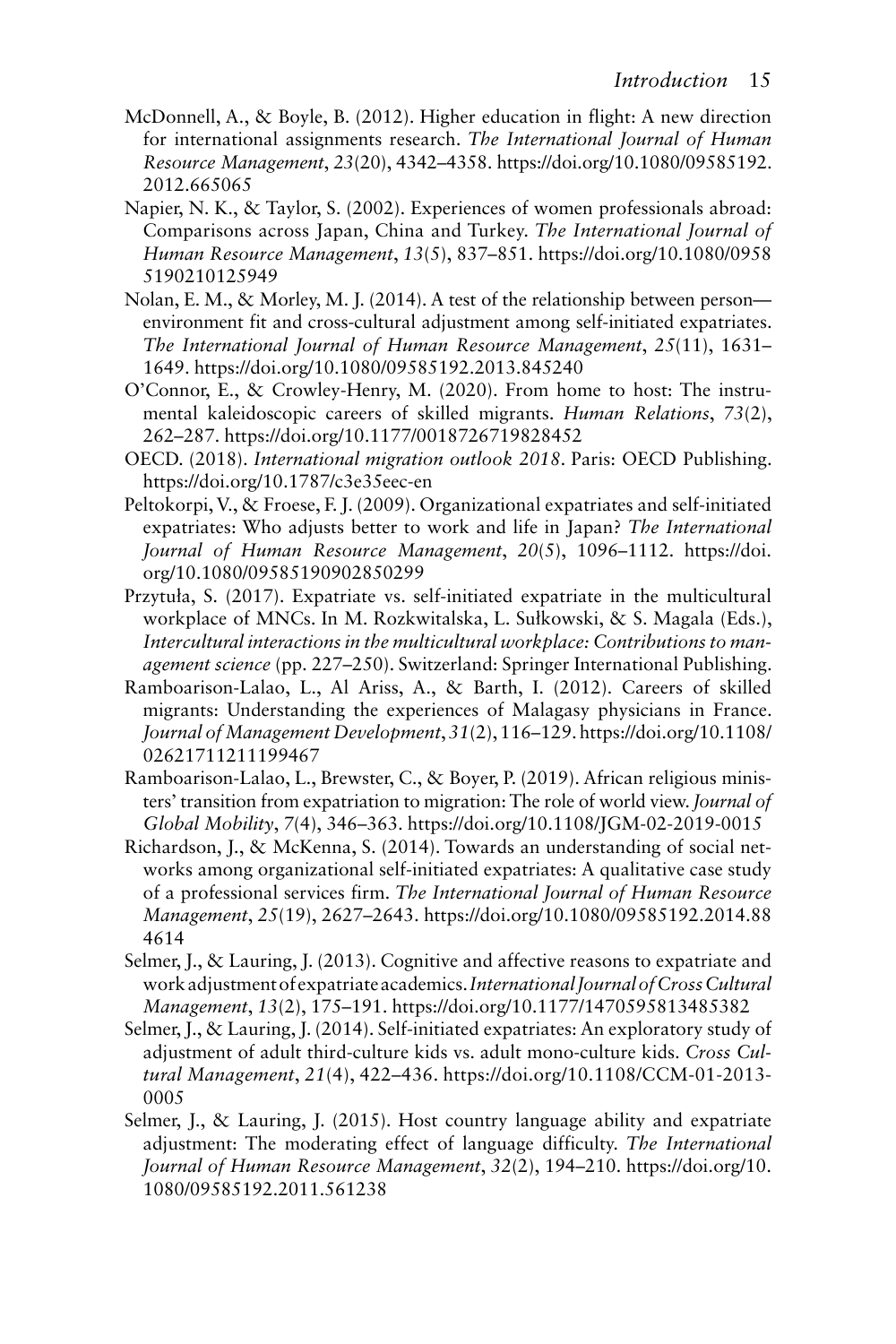McDonnell, A., & Boyle, B. (2012). Higher education in flight: A new direction for international assignments research. *The International Journal of Human Resource Management*, *23*(20), 4342–4358. https://doi.org/10.1080/09585192.2012.665065

Napier, N. K., & Taylor, S. (2002). Experiences of women professionals abroad: Comparisons across Japan, China and Turkey. *The International Journal of Human Resource Management*, *13*(5), 837–851. https://doi.org/10.1080/09585190210125949

Nolan, E. M., & Morley, M. J. (2014). A test of the relationship between person—environment fit and cross-cultural adjustment among self-initiated expatriates. *The International Journal of Human Resource Management*, *25*(11), 1631–1649. https://doi.org/10.1080/09585192.2013.845240

O'Connor, E., & Crowley-Henry, M. (2020). From home to host: The instrumental kaleidoscopic careers of skilled migrants. *Human Relations*, *73*(2), 262–287. https://doi.org/10.1177/0018726719828452

OECD. (2018). *International migration outlook 2018*. Paris: OECD Publishing. https://doi.org/10.1787/c3e35eec-en

Peltokorpi, V., & Froese, F. J. (2009). Organizational expatriates and self-initiated expatriates: Who adjusts better to work and life in Japan? *The International Journal of Human Resource Management*, *20*(5), 1096–1112. https://doi.org/10.1080/09585190902850299

Przytuła, S. (2017). Expatriate vs. self-initiated expatriate in the multicultural workplace of MNCs. In M. Rozkwitalska, L. Sułkowski, & S. Magala (Eds.), *Intercultural interactions in the multicultural workplace: Contributions to management science* (pp. 227–250). Switzerland: Springer International Publishing.

Ramboarison-Lalao, L., Al Ariss, A., & Barth, I. (2012). Careers of skilled migrants: Understanding the experiences of Malagasy physicians in France. *Journal of Management Development*, *31*(2), 116–129. https://doi.org/10.1108/02621711211199467

Ramboarison-Lalao, L., Brewster, C., & Boyer, P. (2019). African religious ministers' transition from expatriation to migration: The role of world view. *Journal of Global Mobility*, *7*(4), 346–363. https://doi.org/10.1108/JGM-02-2019-0015

Richardson, J., & McKenna, S. (2014). Towards an understanding of social networks among organizational self-initiated expatriates: A qualitative case study of a professional services firm. *The International Journal of Human Resource Management*, *25*(19), 2627–2643. https://doi.org/10.1080/09585192.2014.884614

Selmer, J., & Lauring, J. (2013). Cognitive and affective reasons to expatriate and work adjustment of expatriate academics. *International Journal of Cross Cultural Management*, *13*(2), 175–191. https://doi.org/10.1177/1470595813485382

Selmer, J., & Lauring, J. (2014). Self-initiated expatriates: An exploratory study of adjustment of adult third-culture kids vs. adult mono-culture kids. *Cross Cultural Management*, *21*(4), 422–436. https://doi.org/10.1108/CCM-01-2013-0005

Selmer, J., & Lauring, J. (2015). Host country language ability and expatriate adjustment: The moderating effect of language difficulty. *The International Journal of Human Resource Management*, *32*(2), 194–210. https://doi.org/10.1080/09585192.2011.561238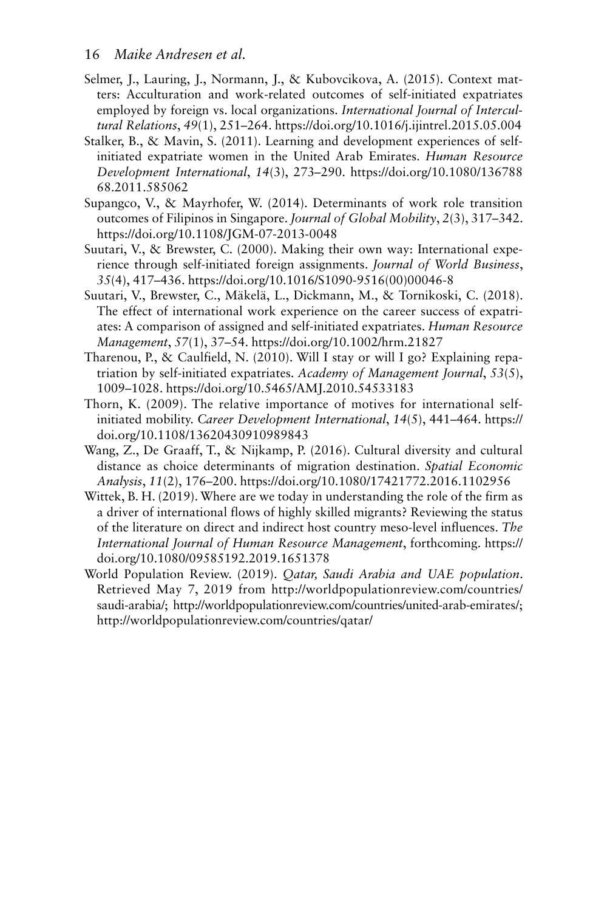Selmer, J., Lauring, J., Normann, J., & Kubovcikova, A. (2015). Context matters: Acculturation and work-related outcomes of self-initiated expatriates employed by foreign vs. local organizations. *International Journal of Intercultural Relations*, *49*(1), 251–264. https://doi.org/10.1016/j.ijintrel.2015.05.004

Stalker, B., & Mavin, S. (2011). Learning and development experiences of self-initiated expatriate women in the United Arab Emirates. *Human Resource Development International*, *14*(3), 273–290. https://doi.org/10.1080/13678868.2011.585062

Supangco, V., & Mayrhofer, W. (2014). Determinants of work role transition outcomes of Filipinos in Singapore. *Journal of Global Mobility*, *2*(3), 317–342. https://doi.org/10.1108/JGM-07-2013-0048

Suutari, V., & Brewster, C. (2000). Making their own way: International experience through self-initiated foreign assignments. *Journal of World Business*, *35*(4), 417–436. https://doi.org/10.1016/S1090-9516(00)00046-8

Suutari, V., Brewster, C., Mäkelä, L., Dickmann, M., & Tornikoski, C. (2018). The effect of international work experience on the career success of expatriates: A comparison of assigned and self-initiated expatriates. *Human Resource Management*, *57*(1), 37–54. https://doi.org/10.1002/hrm.21827

Tharenou, P., & Caulfield, N. (2010). Will I stay or will I go? Explaining repatriation by self-initiated expatriates. *Academy of Management Journal*, *53*(5), 1009–1028. https://doi.org/10.5465/AMJ.2010.54533183

Thorn, K. (2009). The relative importance of motives for international self-initiated mobility. *Career Development International*, *14*(5), 441–464. https://doi.org/10.1108/13620430910989843

Wang, Z., De Graaff, T., & Nijkamp, P. (2016). Cultural diversity and cultural distance as choice determinants of migration destination. *Spatial Economic Analysis*, *11*(2), 176–200. https://doi.org/10.1080/17421772.2016.1102956

Wittek, B. H. (2019). Where are we today in understanding the role of the firm as a driver of international flows of highly skilled migrants? Reviewing the status of the literature on direct and indirect host country meso-level influences. *The International Journal of Human Resource Management*, forthcoming. https://doi.org/10.1080/09585192.2019.1651378

World Population Review. (2019). *Qatar, Saudi Arabia and UAE population*. Retrieved May 7, 2019 from http://worldpopulationreview.com/countries/saudi-arabia/; http://worldpopulationreview.com/countries/united-arab-emirates/; http://worldpopulationreview.com/countries/qatar/